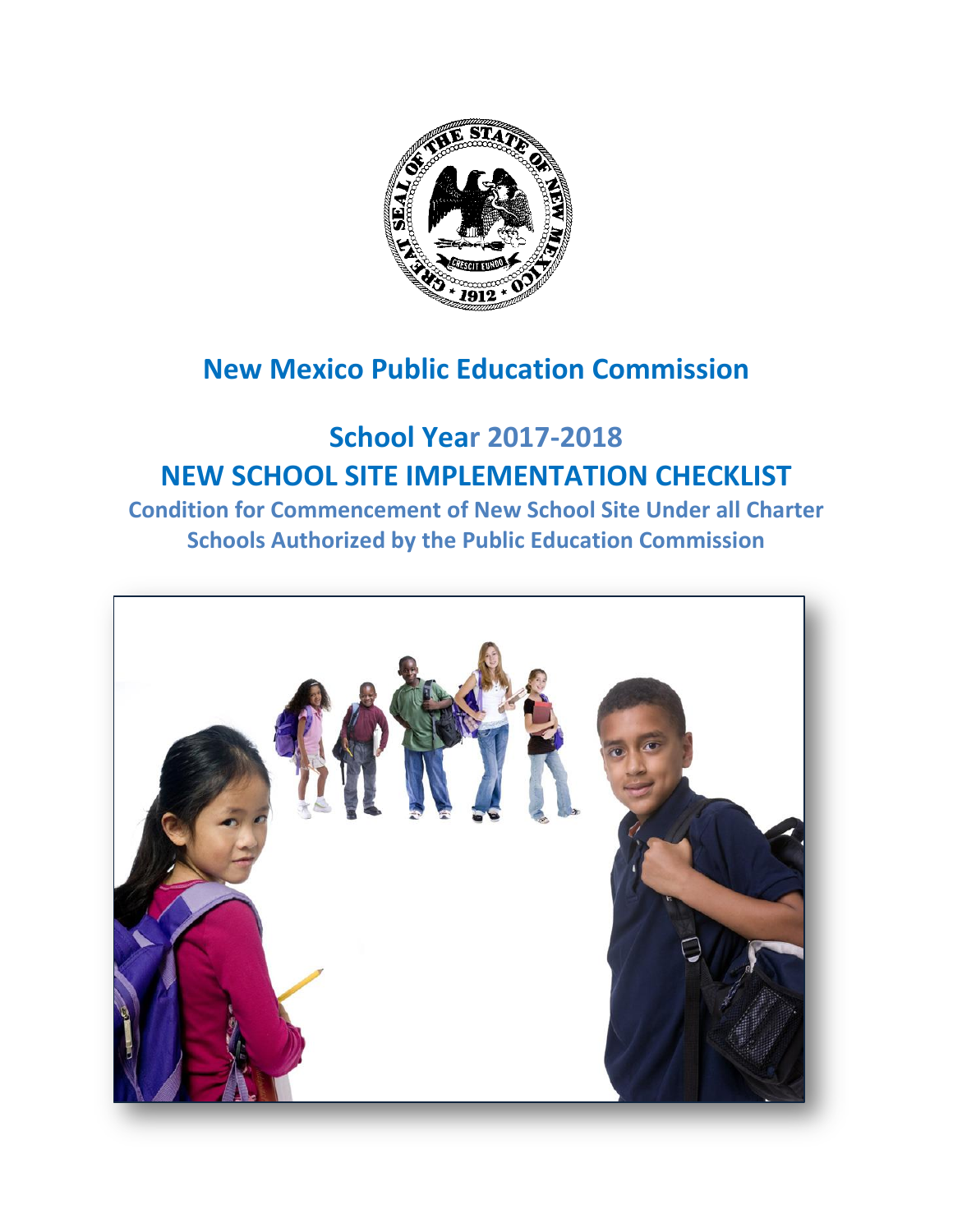# New Mexico Public Education Commission

## School Year 2017-2018

## NEW SCHOOL SITE IMPLEMENTATION CHECKLIST

### Condition for Commencement of New School Site Under all Charter Schools Authorized by the Public Education Commission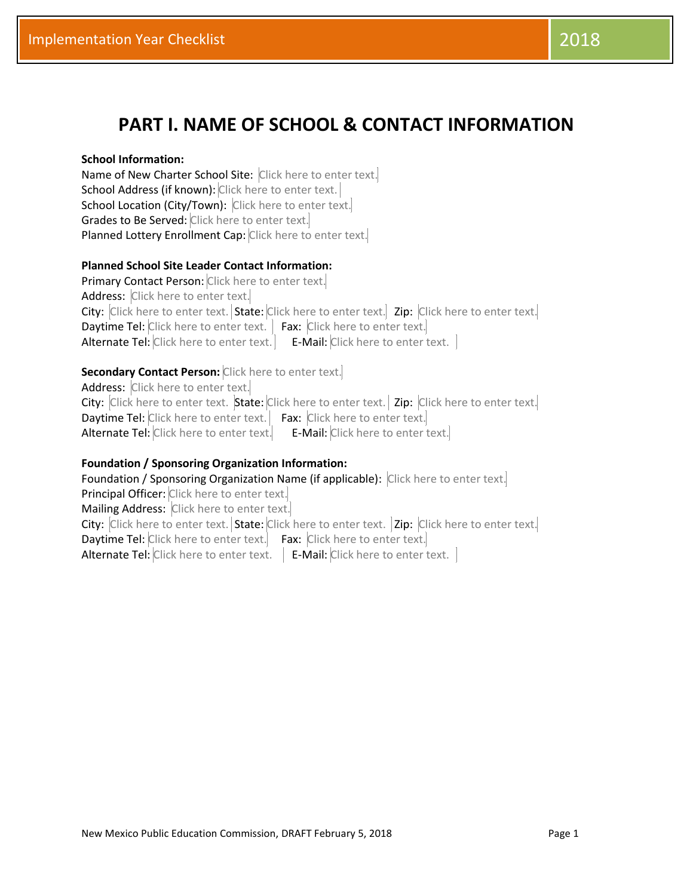# PART I. NAME OF SCHOOL & CONTACT INFORMATION

**School Information:**
Name of New Charter School Site: Click here to enter text.
School Address (if known): Click here to enter text.
School Location (City/Town): Click here to enter text.
Grades to Be Served: Click here to enter text.
Planned Lottery Enrollment Cap: Click here to enter text.

**Planned School Site Leader Contact Information:**
Primary Contact Person: Click here to enter text.
Address: Click here to enter text.
City: Click here to enter text. State: Click here to enter text. Zip: Click here to enter text.
Daytime Tel: Click here to enter text. Fax: Click here to enter text.
Alternate Tel: Click here to enter text. E-Mail: Click here to enter text.

**Secondary Contact Person:** Click here to enter text.
Address: Click here to enter text.
City: Click here to enter text. State: Click here to enter text. Zip: Click here to enter text.
Daytime Tel: Click here to enter text. Fax: Click here to enter text.
Alternate Tel: Click here to enter text. E-Mail: Click here to enter text.

**Foundation / Sponsoring Organization Information:**
Foundation / Sponsoring Organization Name (if applicable): Click here to enter text.
Principal Officer: Click here to enter text.
Mailing Address: Click here to enter text.
City: Click here to enter text. State: Click here to enter text. Zip: Click here to enter text.
Daytime Tel: Click here to enter text. Fax: Click here to enter text.
Alternate Tel: Click here to enter text. E-Mail: Click here to enter text.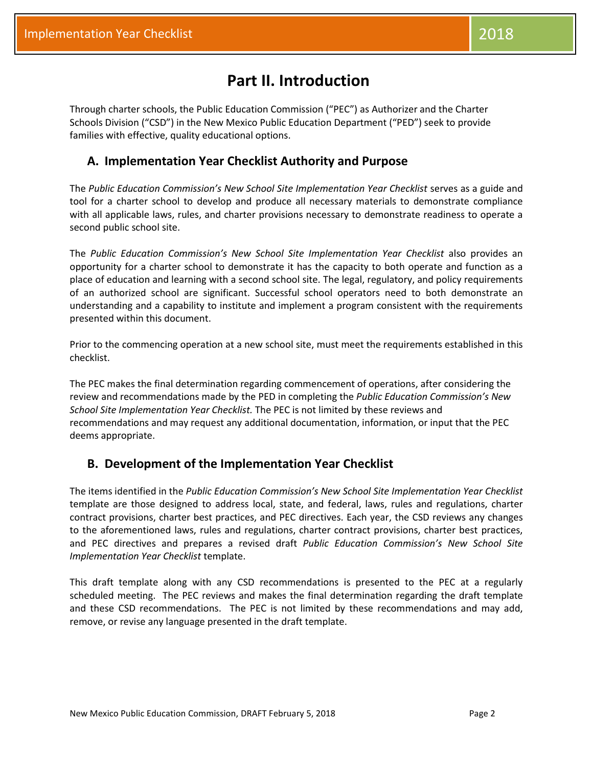# Part II. Introduction

Through charter schools, the Public Education Commission ("PEC") as Authorizer and the Charter Schools Division ("CSD") in the New Mexico Public Education Department ("PED") seek to provide families with effective, quality educational options.

## A. Implementation Year Checklist Authority and Purpose

The *Public Education Commission's New School Site Implementation Year Checklist* serves as a guide and tool for a charter school to develop and produce all necessary materials to demonstrate compliance with all applicable laws, rules, and charter provisions necessary to demonstrate readiness to operate a second public school site.

The *Public Education Commission's New School Site Implementation Year Checklist* also provides an opportunity for a charter school to demonstrate it has the capacity to both operate and function as a place of education and learning with a second school site. The legal, regulatory, and policy requirements of an authorized school are significant. Successful school operators need to both demonstrate an understanding and a capability to institute and implement a program consistent with the requirements presented within this document.

Prior to the commencing operation at a new school site, must meet the requirements established in this checklist.

The PEC makes the final determination regarding commencement of operations, after considering the review and recommendations made by the PED in completing the *Public Education Commission's New School Site Implementation Year Checklist.* The PEC is not limited by these reviews and recommendations and may request any additional documentation, information, or input that the PEC deems appropriate.

## B. Development of the Implementation Year Checklist

The items identified in the *Public Education Commission's New School Site Implementation Year Checklist* template are those designed to address local, state, and federal, laws, rules and regulations, charter contract provisions, charter best practices, and PEC directives. Each year, the CSD reviews any changes to the aforementioned laws, rules and regulations, charter contract provisions, charter best practices, and PEC directives and prepares a revised draft *Public Education Commission's New School Site Implementation Year Checklist* template.

This draft template along with any CSD recommendations is presented to the PEC at a regularly scheduled meeting. The PEC reviews and makes the final determination regarding the draft template and these CSD recommendations. The PEC is not limited by these recommendations and may add, remove, or revise any language presented in the draft template.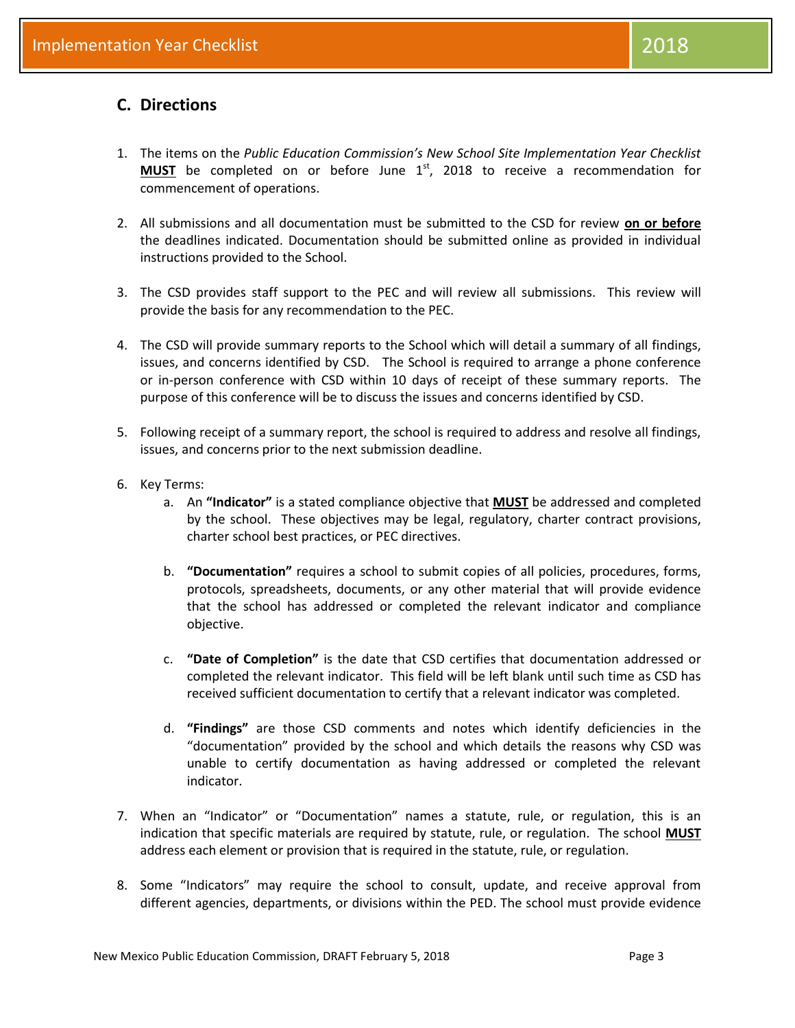## C. Directions

1. The items on the *Public Education Commission's New School Site Implementation Year Checklist* **MUST** be completed on or before June 1st, 2018 to receive a recommendation for commencement of operations.

2. All submissions and all documentation must be submitted to the CSD for review **on or before** the deadlines indicated. Documentation should be submitted online as provided in individual instructions provided to the School.

3. The CSD provides staff support to the PEC and will review all submissions. This review will provide the basis for any recommendation to the PEC.

4. The CSD will provide summary reports to the School which will detail a summary of all findings, issues, and concerns identified by CSD. The School is required to arrange a phone conference or in-person conference with CSD within 10 days of receipt of these summary reports. The purpose of this conference will be to discuss the issues and concerns identified by CSD.

5. Following receipt of a summary report, the school is required to address and resolve all findings, issues, and concerns prior to the next submission deadline.

6. Key Terms:
   a. An **"Indicator"** is a stated compliance objective that **MUST** be addressed and completed by the school. These objectives may be legal, regulatory, charter contract provisions, charter school best practices, or PEC directives.

   b. **"Documentation"** requires a school to submit copies of all policies, procedures, forms, protocols, spreadsheets, documents, or any other material that will provide evidence that the school has addressed or completed the relevant indicator and compliance objective.

   c. **"Date of Completion"** is the date that CSD certifies that documentation addressed or completed the relevant indicator. This field will be left blank until such time as CSD has received sufficient documentation to certify that a relevant indicator was completed.

   d. **"Findings"** are those CSD comments and notes which identify deficiencies in the "documentation" provided by the school and which details the reasons why CSD was unable to certify documentation as having addressed or completed the relevant indicator.

7. When an "Indicator" or "Documentation" names a statute, rule, or regulation, this is an indication that specific materials are required by statute, rule, or regulation. The school **MUST** address each element or provision that is required in the statute, rule, or regulation.

8. Some "Indicators" may require the school to consult, update, and receive approval from different agencies, departments, or divisions within the PED. The school must provide evidence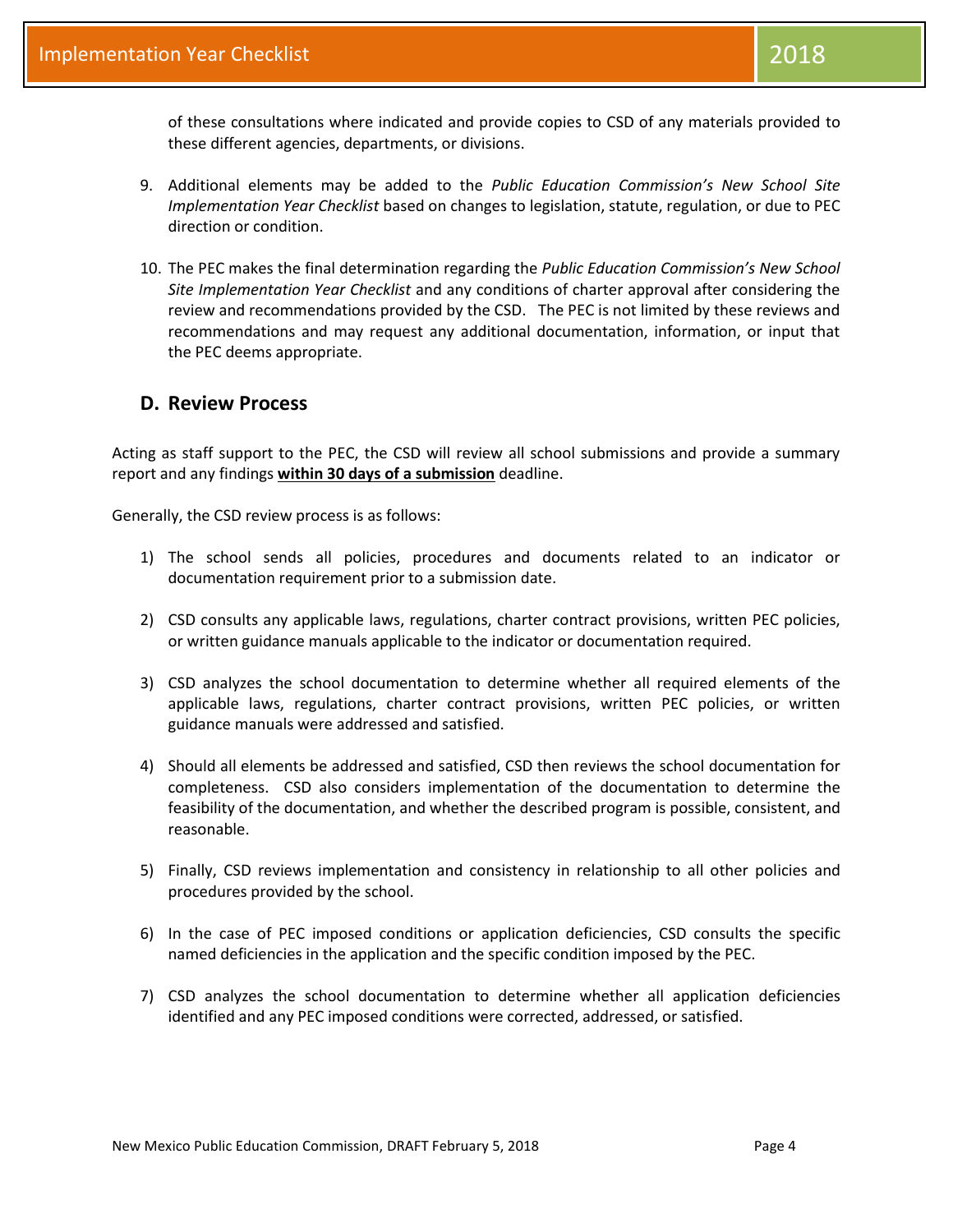of these consultations where indicated and provide copies to CSD of any materials provided to these different agencies, departments, or divisions.

9. Additional elements may be added to the *Public Education Commission's New School Site Implementation Year Checklist* based on changes to legislation, statute, regulation, or due to PEC direction or condition.

10. The PEC makes the final determination regarding the *Public Education Commission's New School Site Implementation Year Checklist* and any conditions of charter approval after considering the review and recommendations provided by the CSD. The PEC is not limited by these reviews and recommendations and may request any additional documentation, information, or input that the PEC deems appropriate.

## D. Review Process

Acting as staff support to the PEC, the CSD will review all school submissions and provide a summary report and any findings **within 30 days of a submission** deadline.

Generally, the CSD review process is as follows:

1) The school sends all policies, procedures and documents related to an indicator or documentation requirement prior to a submission date.

2) CSD consults any applicable laws, regulations, charter contract provisions, written PEC policies, or written guidance manuals applicable to the indicator or documentation required.

3) CSD analyzes the school documentation to determine whether all required elements of the applicable laws, regulations, charter contract provisions, written PEC policies, or written guidance manuals were addressed and satisfied.

4) Should all elements be addressed and satisfied, CSD then reviews the school documentation for completeness. CSD also considers implementation of the documentation to determine the feasibility of the documentation, and whether the described program is possible, consistent, and reasonable.

5) Finally, CSD reviews implementation and consistency in relationship to all other policies and procedures provided by the school.

6) In the case of PEC imposed conditions or application deficiencies, CSD consults the specific named deficiencies in the application and the specific condition imposed by the PEC.

7) CSD analyzes the school documentation to determine whether all application deficiencies identified and any PEC imposed conditions were corrected, addressed, or satisfied.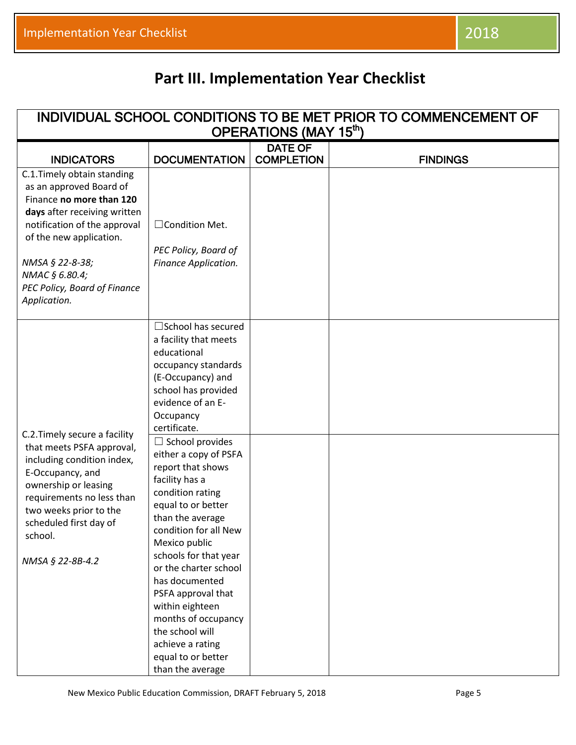# Part III. Implementation Year Checklist

| INDIVIDUAL SCHOOL CONDITIONS TO BE MET PRIOR TO COMMENCEMENT OF OPERATIONS (MAY 15th) | | | |
|---|---|---|---|
| **INDICATORS** | **DOCUMENTATION** | **DATE OF COMPLETION** | **FINDINGS** |
| C.1.Timely obtain standing as an approved Board of Finance **no more than 120 days** after receiving written notification of the approval of the new application.<br><br>*NMSA § 22-8-38; NMAC § 6.80.4; PEC Policy, Board of Finance Application.* | ☐Condition Met.<br><br>*PEC Policy, Board of Finance Application.* | | |
| C.2.Timely secure a facility that meets PSFA approval, including condition index, E-Occupancy, and ownership or leasing requirements no less than two weeks prior to the scheduled first day of school.<br><br>*NMSA § 22-8B-4.2* | ☐School has secured a facility that meets educational occupancy standards (E-Occupancy) and school has provided evidence of an E-Occupancy certificate. | | |
| | ☐ School provides either a copy of PSFA report that shows facility has a condition rating equal to or better than the average condition for all New Mexico public schools for that year or the charter school has documented PSFA approval that within eighteen months of occupancy the school will achieve a rating equal to or better than the average | | |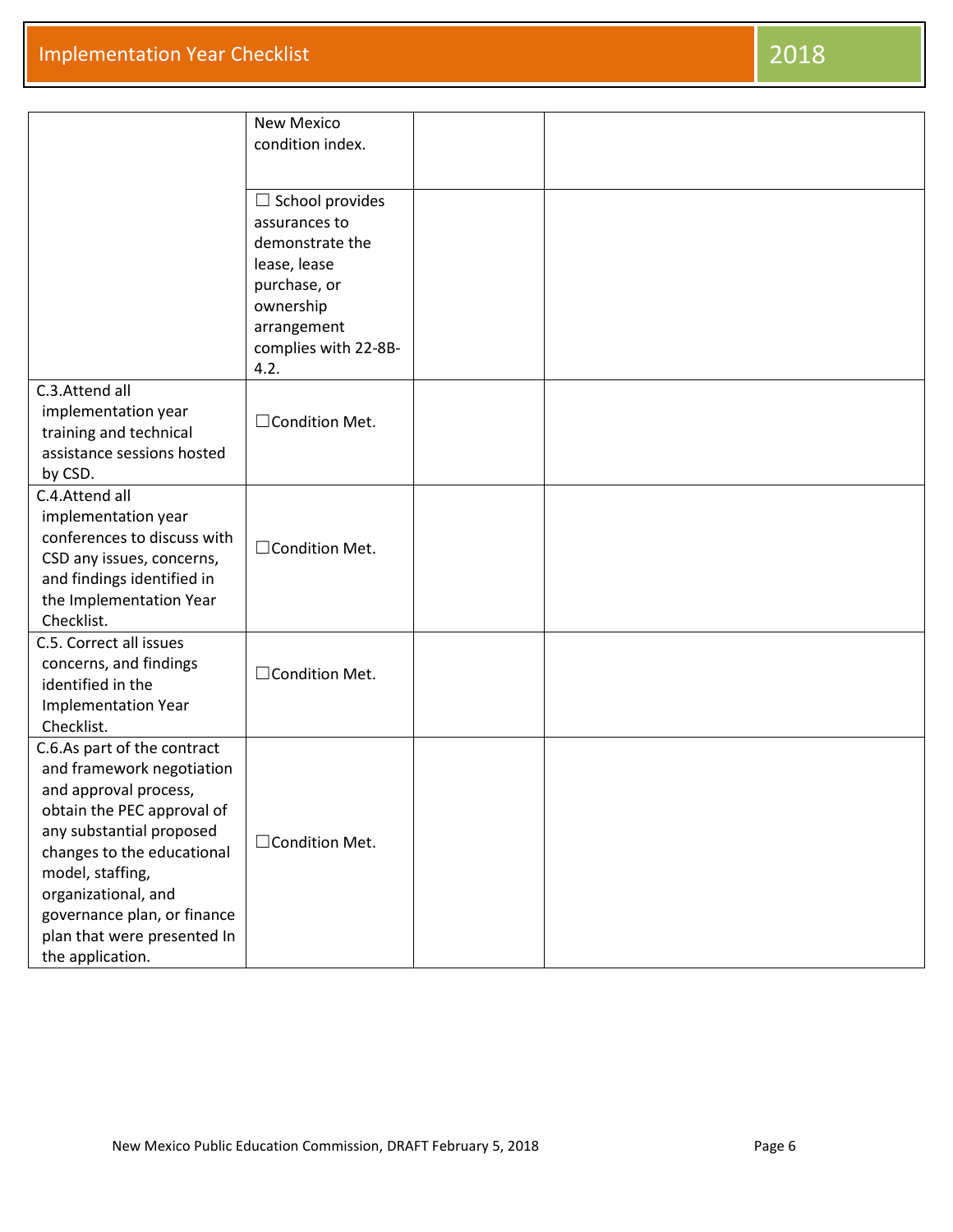| | | | |
|---|---|---|---|
| | New Mexico condition index. | | |
| | ☐ School provides assurances to demonstrate the lease, lease purchase, or ownership arrangement complies with 22-8B-4.2. | | |
| C.3.Attend all implementation year training and technical assistance sessions hosted by CSD. | ☐Condition Met. | | |
| C.4.Attend all implementation year conferences to discuss with CSD any issues, concerns, and findings identified in the Implementation Year Checklist. | ☐Condition Met. | | |
| C.5. Correct all issues concerns, and findings identified in the Implementation Year Checklist. | ☐Condition Met. | | |
| C.6.As part of the contract and framework negotiation and approval process, obtain the PEC approval of any substantial proposed changes to the educational model, staffing, organizational, and governance plan, or finance plan that were presented In the application. | ☐Condition Met. | | |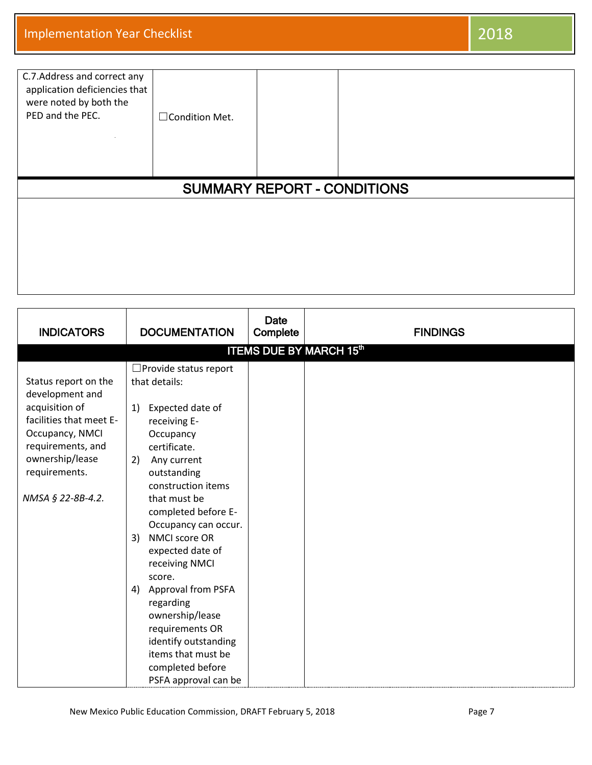| | | | |
|---|---|---|---|
| C.7.Address and correct any application deficiencies that were noted by both the PED and the PEC. | ☐Condition Met. | | |

## SUMMARY REPORT - CONDITIONS

| INDICATORS | DOCUMENTATION | Date Complete | FINDINGS |
|---|---|---|---|
| **ITEMS DUE BY MARCH 15th** | | | |
| Status report on the development and acquisition of facilities that meet E-Occupancy, NMCI requirements, and ownership/lease requirements.<br><br>*NMSA § 22-8B-4.2.* | ☐Provide status report that details:<br><br>1) Expected date of receiving E-Occupancy certificate.<br>2) Any current outstanding construction items that must be completed before E-Occupancy can occur.<br>3) NMCI score OR expected date of receiving NMCI score.<br>4) Approval from PSFA regarding ownership/lease requirements OR identify outstanding items that must be completed before PSFA approval can be | | |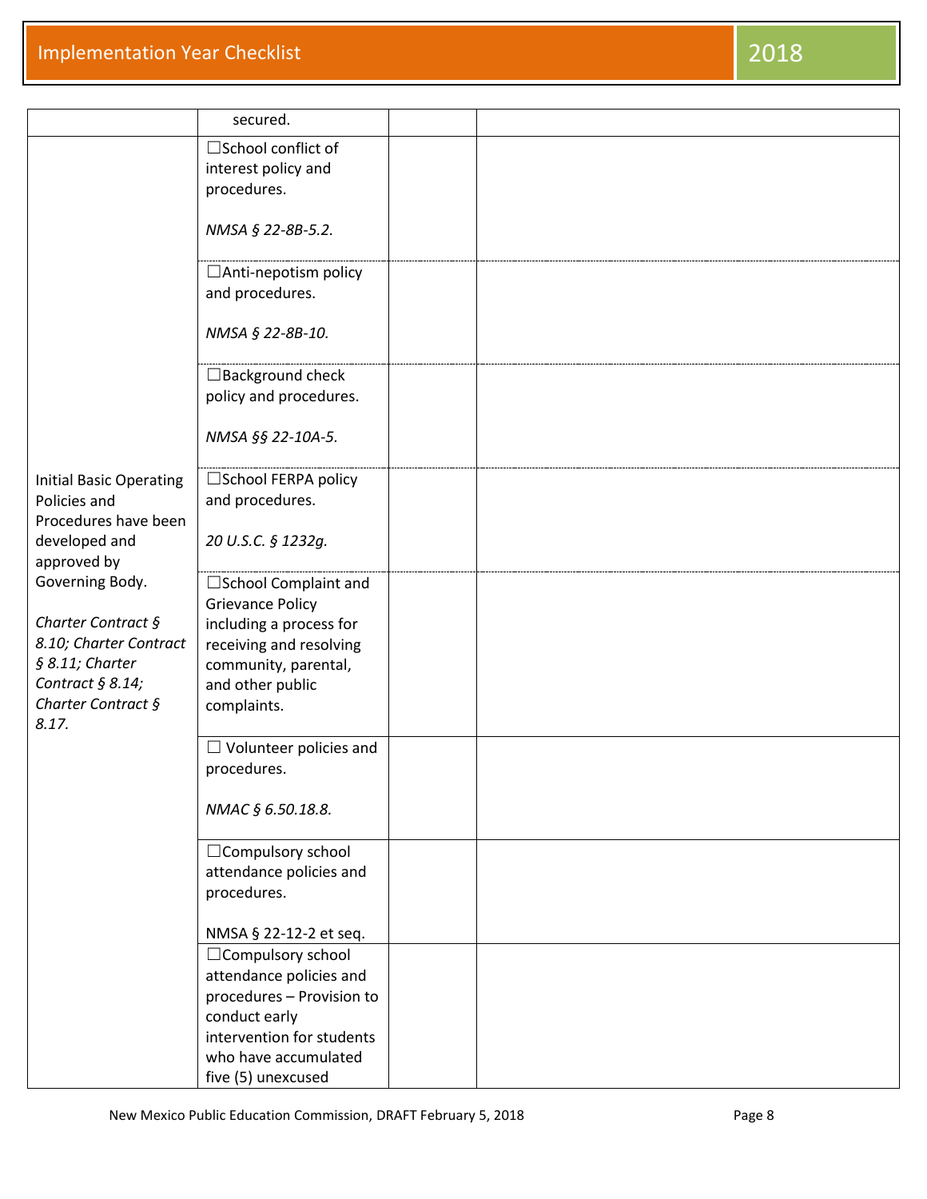| | | | |
|---|---|---|---|
| | secured. | | |
| Initial Basic Operating Policies and Procedures have been developed and approved by Governing Body.<br><br>*Charter Contract § 8.10; Charter Contract § 8.11; Charter Contract § 8.14; Charter Contract § 8.17.* | ☐School conflict of interest policy and procedures.<br><br>*NMSA § 22-8B-5.2.* | | |
| | ☐Anti-nepotism policy and procedures.<br><br>*NMSA § 22-8B-10.* | | |
| | ☐Background check policy and procedures.<br><br>*NMSA §§ 22-10A-5.* | | |
| | ☐School FERPA policy and procedures.<br><br>*20 U.S.C. § 1232g.* | | |
| | ☐School Complaint and Grievance Policy including a process for receiving and resolving community, parental, and other public complaints. | | |
| | ☐ Volunteer policies and procedures.<br><br>*NMAC § 6.50.18.8.* | | |
| | ☐Compulsory school attendance policies and procedures.<br><br>NMSA § 22-12-2 et seq. | | |
| | ☐Compulsory school attendance policies and procedures – Provision to conduct early intervention for students who have accumulated five (5) unexcused | | |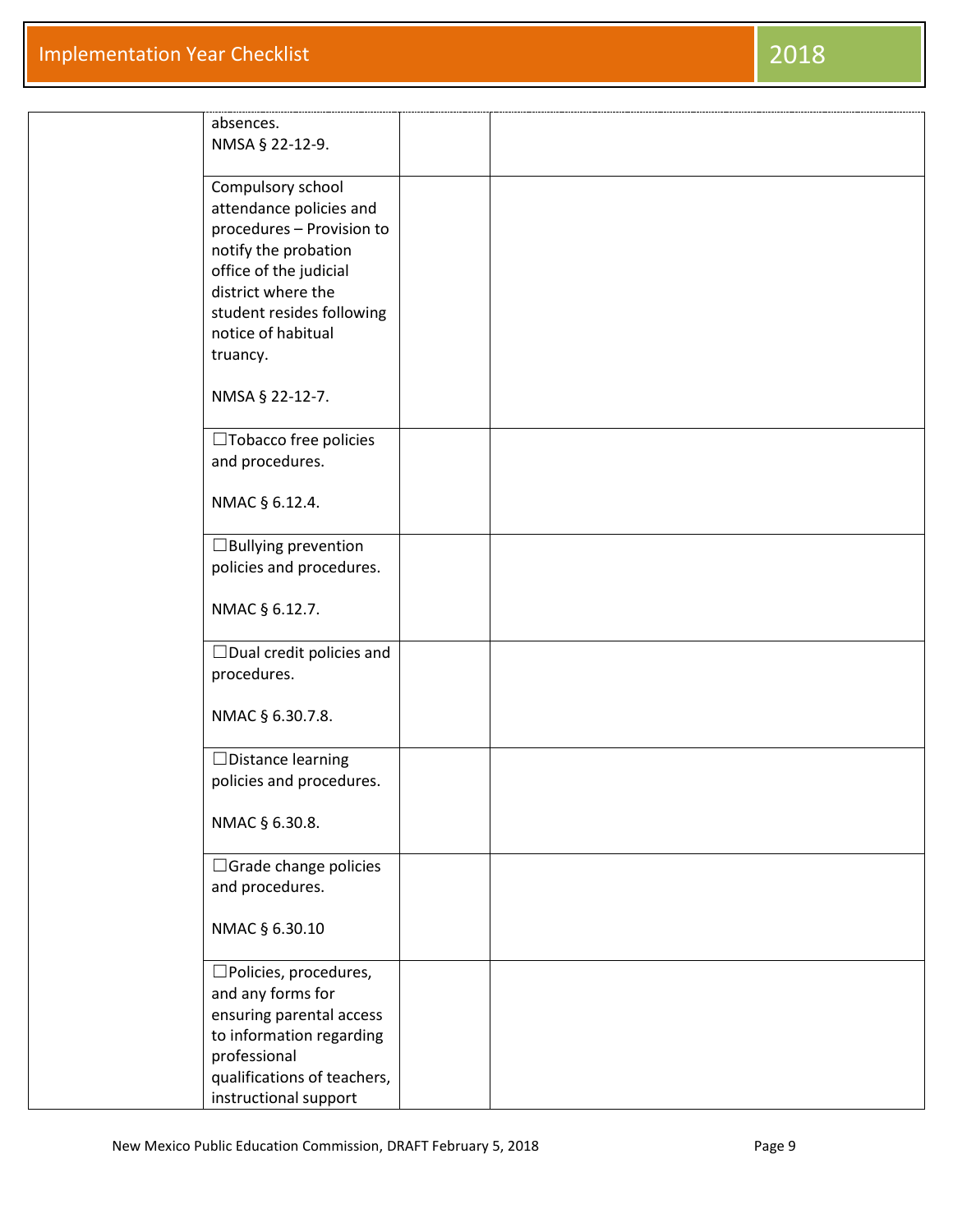| | | | |
|---|---|---|---|
| | absences.<br>NMSA § 22-12-9. | | |
| | Compulsory school attendance policies and procedures – Provision to notify the probation office of the judicial district where the student resides following notice of habitual truancy.<br><br>NMSA § 22-12-7. | | |
| | ☐Tobacco free policies and procedures.<br><br>NMAC § 6.12.4. | | |
| | ☐Bullying prevention policies and procedures.<br><br>NMAC § 6.12.7. | | |
| | ☐Dual credit policies and procedures.<br><br>NMAC § 6.30.7.8. | | |
| | ☐Distance learning policies and procedures.<br><br>NMAC § 6.30.8. | | |
| | ☐Grade change policies and procedures.<br><br>NMAC § 6.30.10 | | |
| | ☐Policies, procedures, and any forms for ensuring parental access to information regarding professional qualifications of teachers, instructional support | | |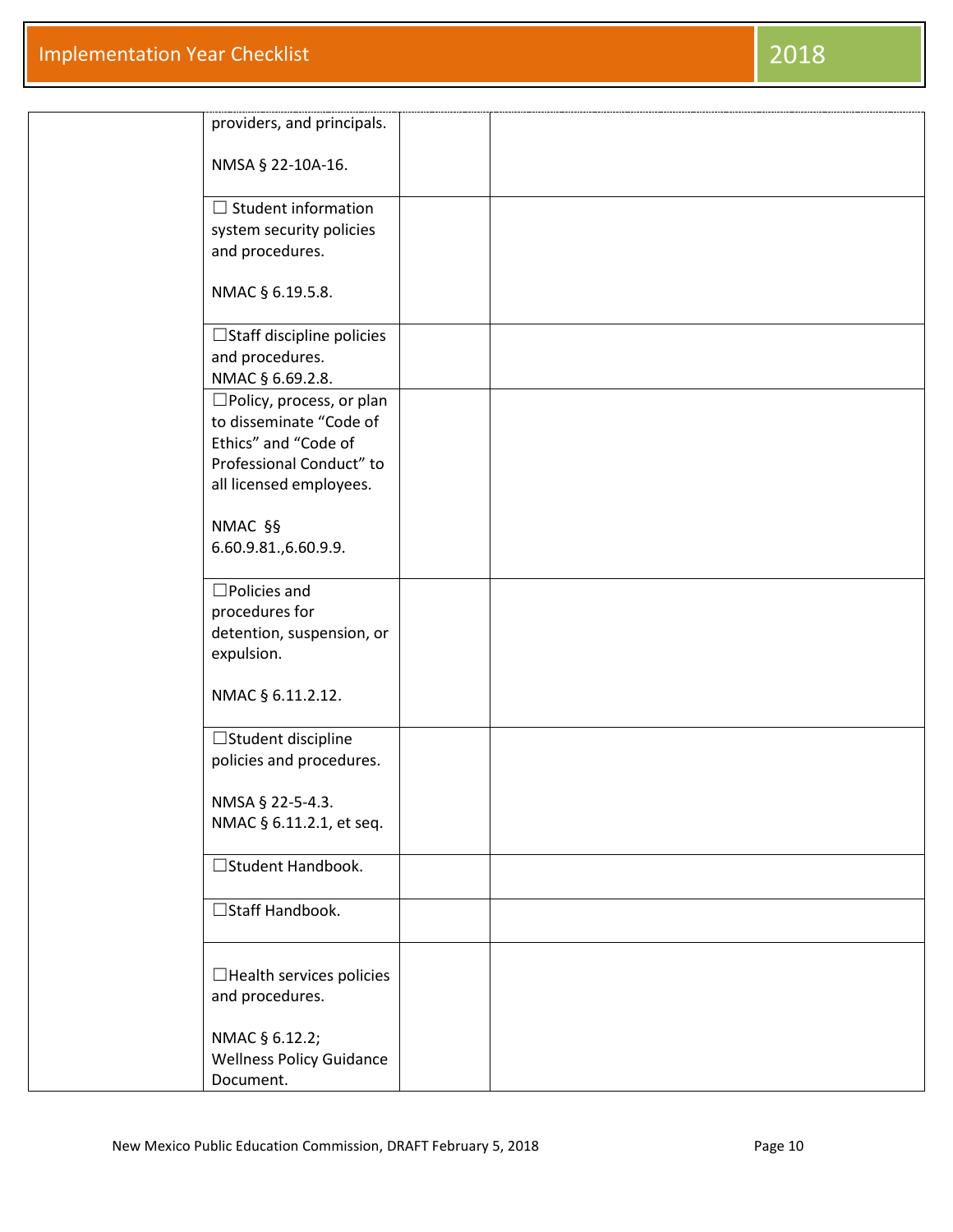| | | | |
|---|---|---|---|
| | providers, and principals.<br><br>NMSA § 22-10A-16. | | |
| | ☐ Student information system security policies and procedures.<br><br>NMAC § 6.19.5.8. | | |
| | ☐Staff discipline policies and procedures.<br>NMAC § 6.69.2.8. | | |
| | ☐Policy, process, or plan to disseminate "Code of Ethics" and "Code of Professional Conduct" to all licensed employees.<br><br>NMAC §§ 6.60.9.81.,6.60.9.9. | | |
| | ☐Policies and procedures for detention, suspension, or expulsion.<br><br>NMAC § 6.11.2.12. | | |
| | ☐Student discipline policies and procedures.<br><br>NMSA § 22-5-4.3.<br>NMAC § 6.11.2.1, et seq. | | |
| | ☐Student Handbook. | | |
| | ☐Staff Handbook. | | |
| | ☐Health services policies and procedures.<br><br>NMAC § 6.12.2;<br>Wellness Policy Guidance Document. | | |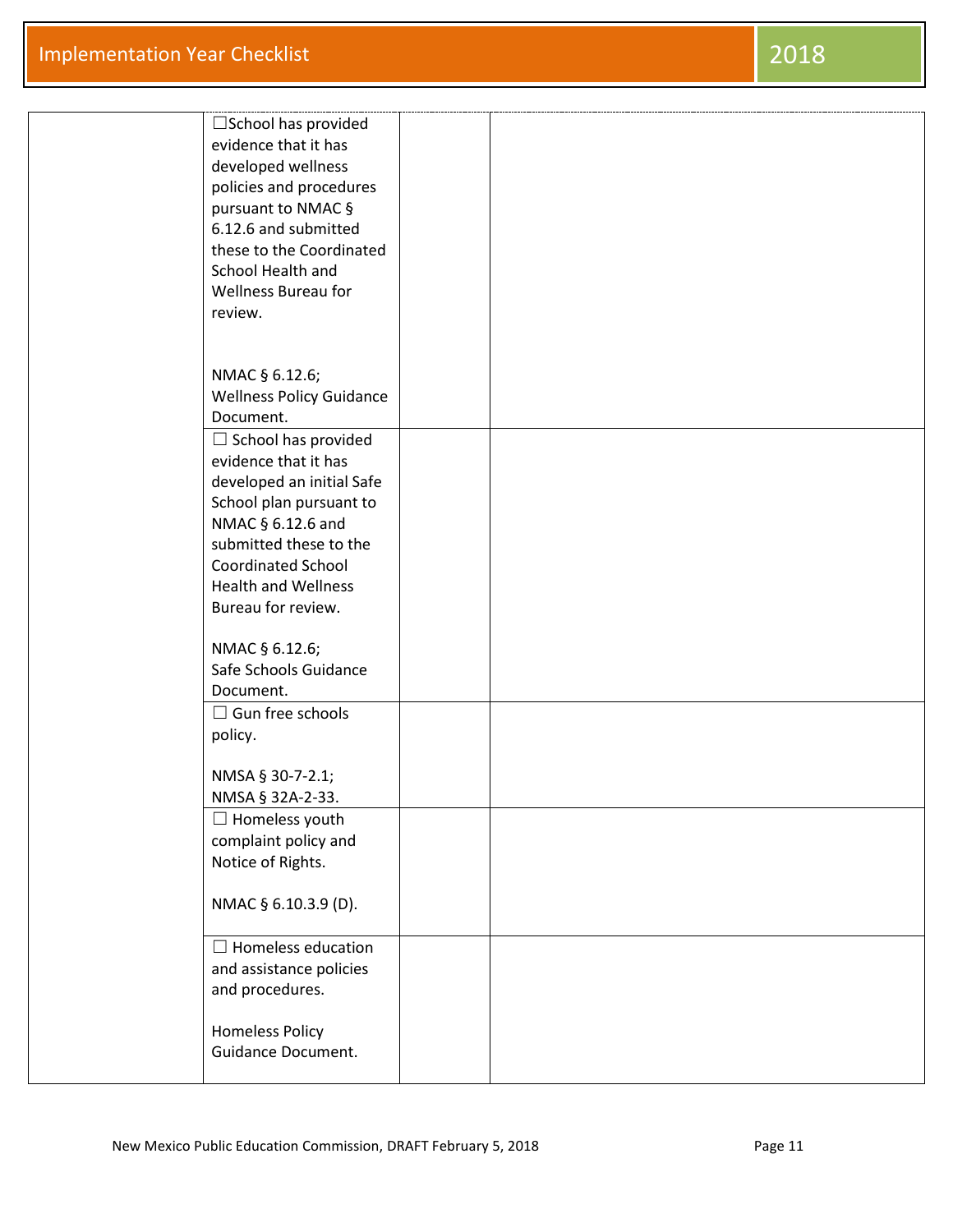| | | | |
|---|---|---|---|
| | ☐School has provided evidence that it has developed wellness policies and procedures pursuant to NMAC § 6.12.6 and submitted these to the Coordinated School Health and Wellness Bureau for review.<br><br>NMAC § 6.12.6; Wellness Policy Guidance Document. | | |
| | ☐ School has provided evidence that it has developed an initial Safe School plan pursuant to NMAC § 6.12.6 and submitted these to the Coordinated School Health and Wellness Bureau for review.<br><br>NMAC § 6.12.6; Safe Schools Guidance Document. | | |
| | ☐ Gun free schools policy.<br><br>NMSA § 30-7-2.1; NMSA § 32A-2-33. | | |
| | ☐ Homeless youth complaint policy and Notice of Rights.<br><br>NMAC § 6.10.3.9 (D). | | |
| | ☐ Homeless education and assistance policies and procedures.<br><br>Homeless Policy Guidance Document. | | |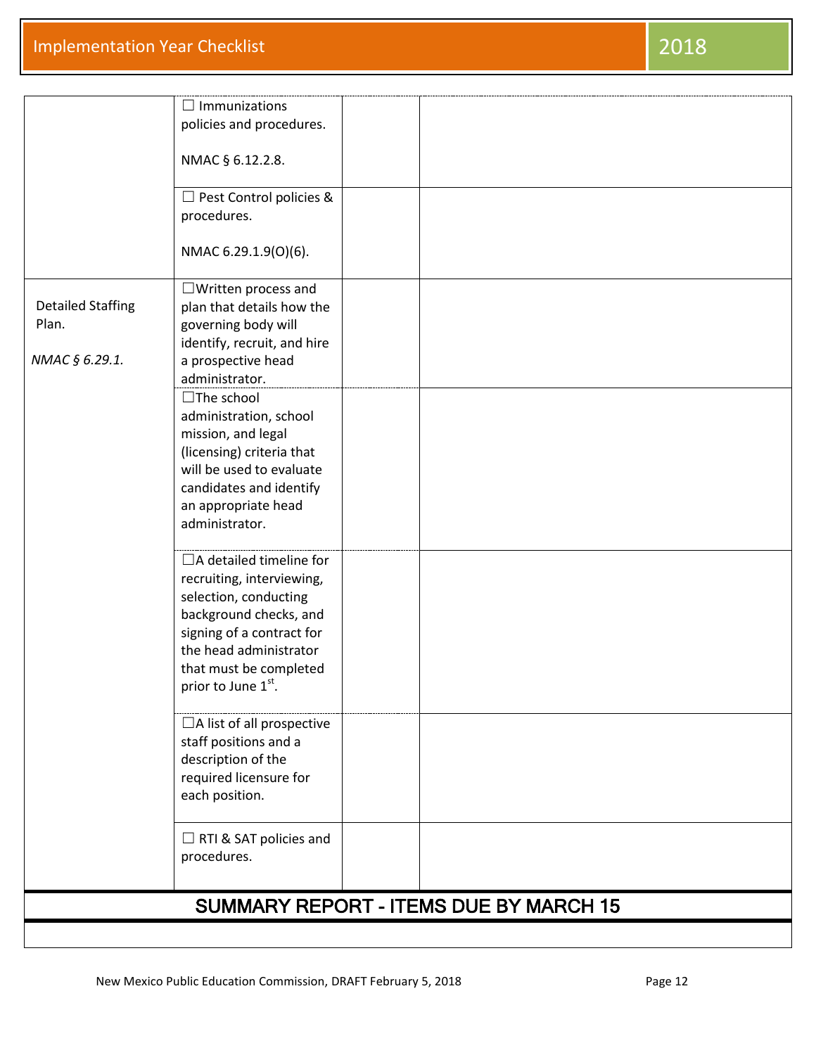| | | | |
|---|---|---|---|
| | ☐ Immunizations policies and procedures.<br><br>NMAC § 6.12.2.8. | | |
| | ☐ Pest Control policies & procedures.<br><br>NMAC 6.29.1.9(O)(6). | | |
| Detailed Staffing Plan.<br><br>*NMAC § 6.29.1.* | ☐Written process and plan that details how the governing body will identify, recruit, and hire a prospective head administrator. | | |
| | ☐The school administration, school mission, and legal (licensing) criteria that will be used to evaluate candidates and identify an appropriate head administrator. | | |
| | ☐A detailed timeline for recruiting, interviewing, selection, conducting background checks, and signing of a contract for the head administrator that must be completed prior to June 1st. | | |
| | ☐A list of all prospective staff positions and a description of the required licensure for each position. | | |
| | ☐ RTI & SAT policies and procedures. | | |

## SUMMARY REPORT - ITEMS DUE BY MARCH 15

New Mexico Public Education Commission, DRAFT February 5, 2018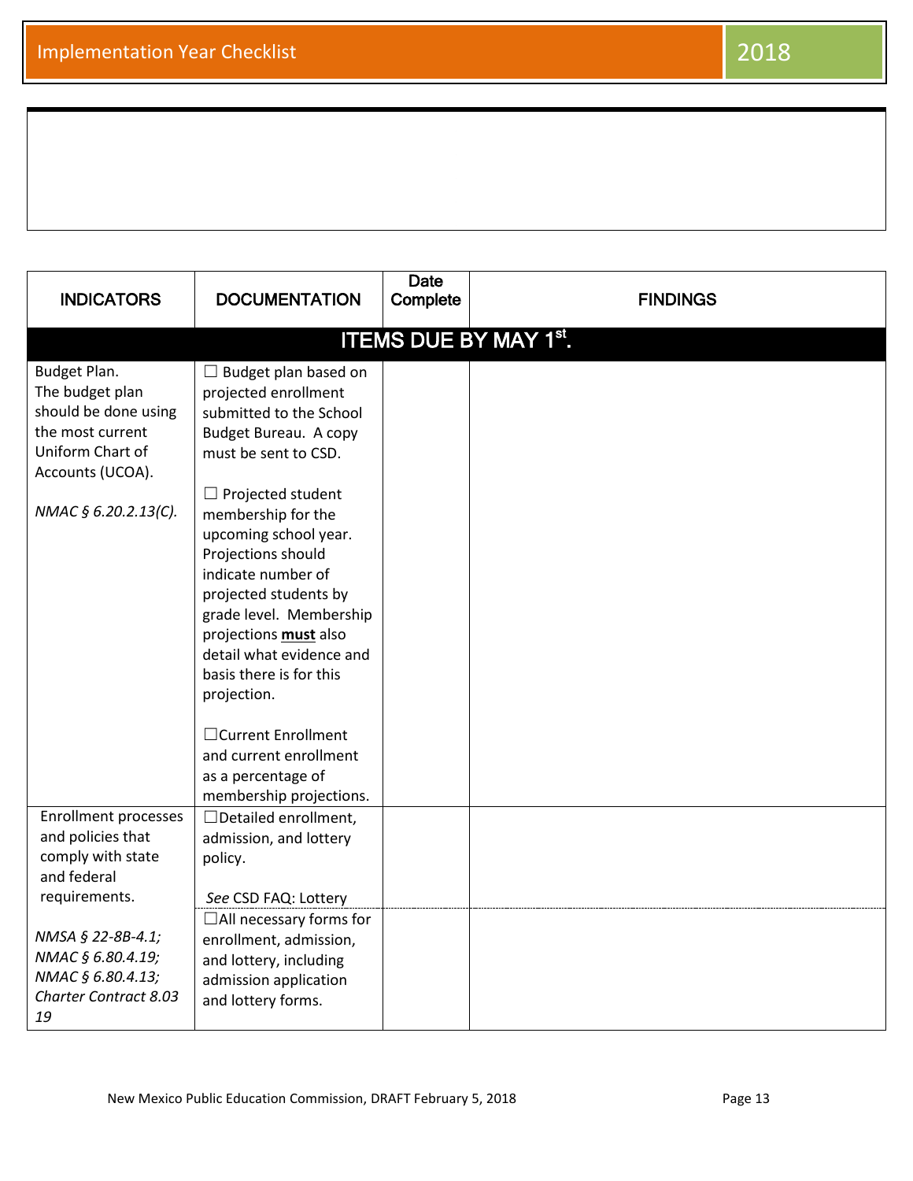| INDICATORS | DOCUMENTATION | Date Complete | FINDINGS |
|---|---|---|---|
| **ITEMS DUE BY MAY 1st.** | | | |
| Budget Plan. The budget plan should be done using the most current Uniform Chart of Accounts (UCOA). *NMAC § 6.20.2.13(C).* | ☐ Budget plan based on projected enrollment submitted to the School Budget Bureau. A copy must be sent to CSD. ☐ Projected student membership for the upcoming school year. Projections should indicate number of projected students by grade level. Membership projections **must** also detail what evidence and basis there is for this projection. ☐Current Enrollment and current enrollment as a percentage of membership projections. | | |
| Enrollment processes and policies that comply with state and federal requirements. *NMSA § 22-8B-4.1; NMAC § 6.80.4.19; NMAC § 6.80.4.13; Charter Contract 8.03 19* | ☐Detailed enrollment, admission, and lottery policy. *See* CSD FAQ: Lottery | | |
| | ☐All necessary forms for enrollment, admission, and lottery, including admission application and lottery forms. | | |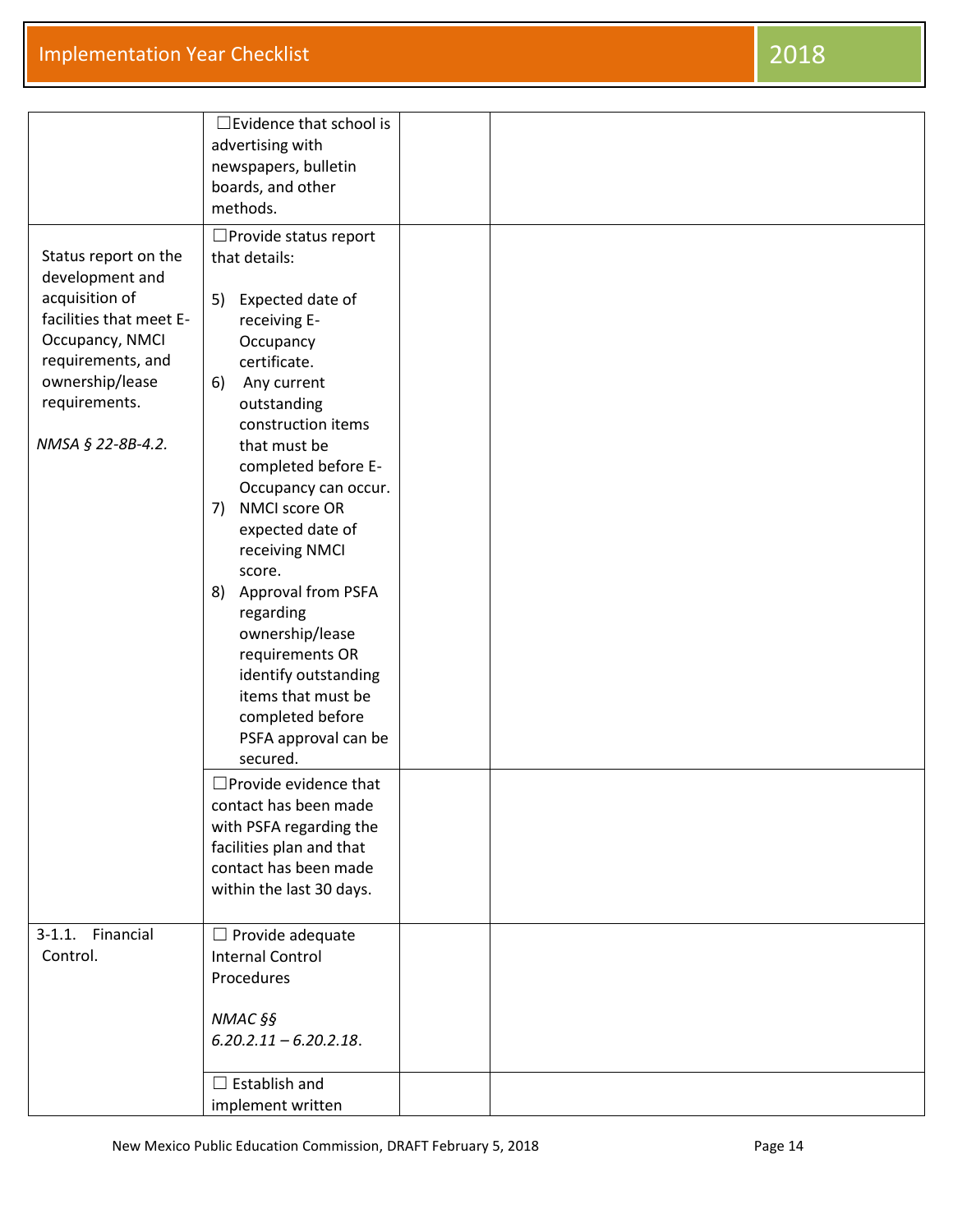| | | | |
|---|---|---|---|
| | ☐Evidence that school is advertising with newspapers, bulletin boards, and other methods. | | |
| Status report on the development and acquisition of facilities that meet E-Occupancy, NMCI requirements, and ownership/lease requirements.<br><br>*NMSA § 22-8B-4.2.* | ☐Provide status report that details:<br><br>5) Expected date of receiving E-Occupancy certificate.<br>6) Any current outstanding construction items that must be completed before E-Occupancy can occur.<br>7) NMCI score OR expected date of receiving NMCI score.<br>8) Approval from PSFA regarding ownership/lease requirements OR identify outstanding items that must be completed before PSFA approval can be secured. | | |
| | ☐Provide evidence that contact has been made with PSFA regarding the facilities plan and that contact has been made within the last 30 days. | | |
| 3-1.1. Financial Control. | ☐ Provide adequate Internal Control Procedures<br><br>*NMAC §§ 6.20.2.11 – 6.20.2.18*. | | |
| | ☐ Establish and implement written | | |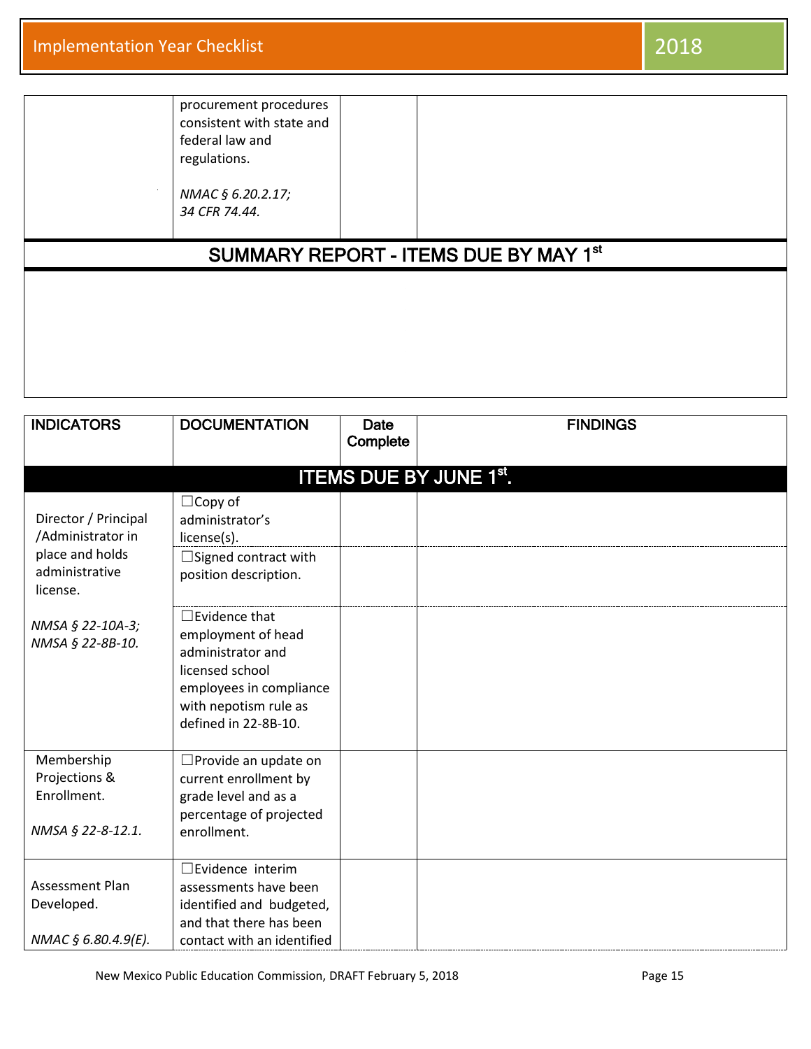| | | | |
|---|---|---|---|
| | procurement procedures consistent with state and federal law and regulations.<br><br>*NMAC § 6.20.2.17; 34 CFR 74.44.* | | |

## SUMMARY REPORT - ITEMS DUE BY MAY 1st

| INDICATORS | DOCUMENTATION | Date Complete | FINDINGS |
|---|---|---|---|
| **ITEMS DUE BY JUNE 1st.** | | | |
| Director / Principal /Administrator in place and holds administrative license.<br><br>*NMSA § 22-10A-3; NMSA § 22-8B-10.* | ☐Copy of administrator's license(s). | | |
| | ☐Signed contract with position description. | | |
| | ☐Evidence that employment of head administrator and licensed school employees in compliance with nepotism rule as defined in 22-8B-10. | | |
| Membership Projections & Enrollment.<br><br>*NMSA § 22-8-12.1.* | ☐Provide an update on current enrollment by grade level and as a percentage of projected enrollment. | | |
| Assessment Plan Developed.<br><br>*NMAC § 6.80.4.9(E).* | ☐Evidence interim assessments have been identified and budgeted, and that there has been contact with an identified | | |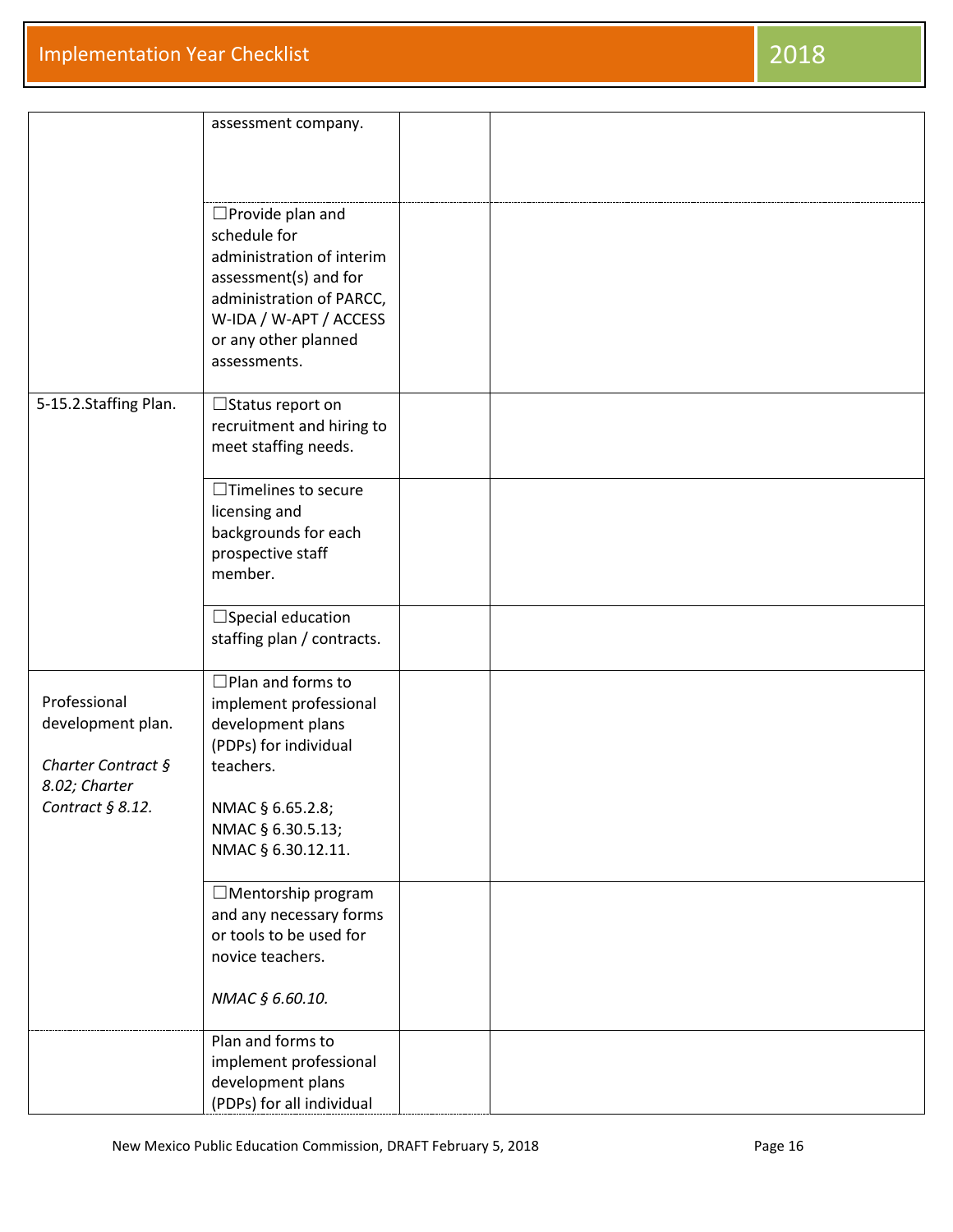| | | | |
|---|---|---|---|
| | assessment company. | | |
| | ☐Provide plan and schedule for administration of interim assessment(s) and for administration of PARCC, W-IDA / W-APT / ACCESS or any other planned assessments. | | |
| 5-15.2.Staffing Plan. | ☐Status report on recruitment and hiring to meet staffing needs. | | |
| | ☐Timelines to secure licensing and backgrounds for each prospective staff member. | | |
| | ☐Special education staffing plan / contracts. | | |
| Professional development plan.<br><br>*Charter Contract § 8.02; Charter Contract § 8.12.* | ☐Plan and forms to implement professional development plans (PDPs) for individual teachers.<br><br>NMAC § 6.65.2.8; NMAC § 6.30.5.13; NMAC § 6.30.12.11. | | |
| | ☐Mentorship program and any necessary forms or tools to be used for novice teachers.<br><br>*NMAC § 6.60.10.* | | |
| | Plan and forms to implement professional development plans (PDPs) for all individual | | |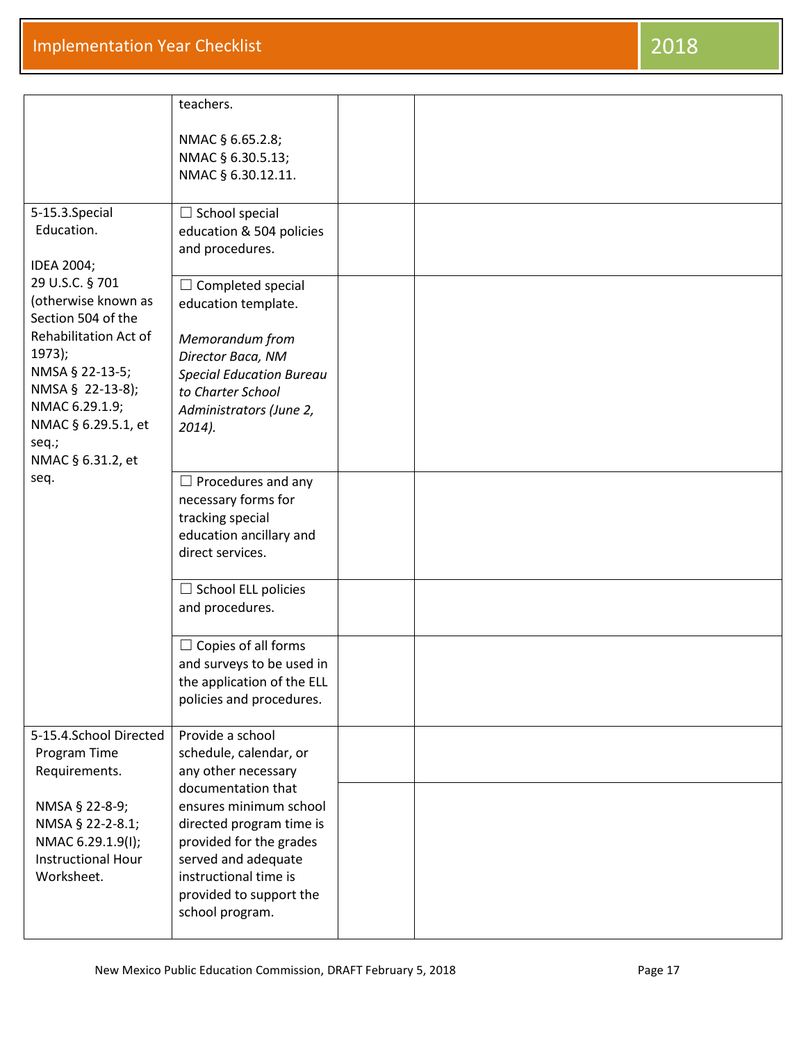| | | | |
|---|---|---|---|
| | teachers.<br><br>NMAC § 6.65.2.8;<br>NMAC § 6.30.5.13;<br>NMAC § 6.30.12.11. | | |
| 5-15.3.Special Education.<br><br>IDEA 2004;<br>29 U.S.C. § 701 (otherwise known as Section 504 of the Rehabilitation Act of 1973);<br>NMSA § 22-13-5;<br>NMSA § 22-13-8);<br>NMAC 6.29.1.9;<br>NMAC § 6.29.5.1, et seq.;<br>NMAC § 6.31.2, et seq. | ☐ School special education & 504 policies and procedures. | | |
| | ☐ Completed special education template.<br><br>*Memorandum from Director Baca, NM Special Education Bureau to Charter School Administrators (June 2, 2014).* | | |
| | ☐ Procedures and any necessary forms for tracking special education ancillary and direct services. | | |
| | ☐ School ELL policies and procedures. | | |
| | ☐ Copies of all forms and surveys to be used in the application of the ELL policies and procedures. | | |
| 5-15.4.School Directed Program Time Requirements.<br><br>NMSA § 22-8-9;<br>NMSA § 22-2-8.1;<br>NMAC 6.29.1.9(I);<br>Instructional Hour Worksheet. | Provide a school schedule, calendar, or any other necessary documentation that ensures minimum school directed program time is provided for the grades served and adequate instructional time is provided to support the school program. | | |
| | | | |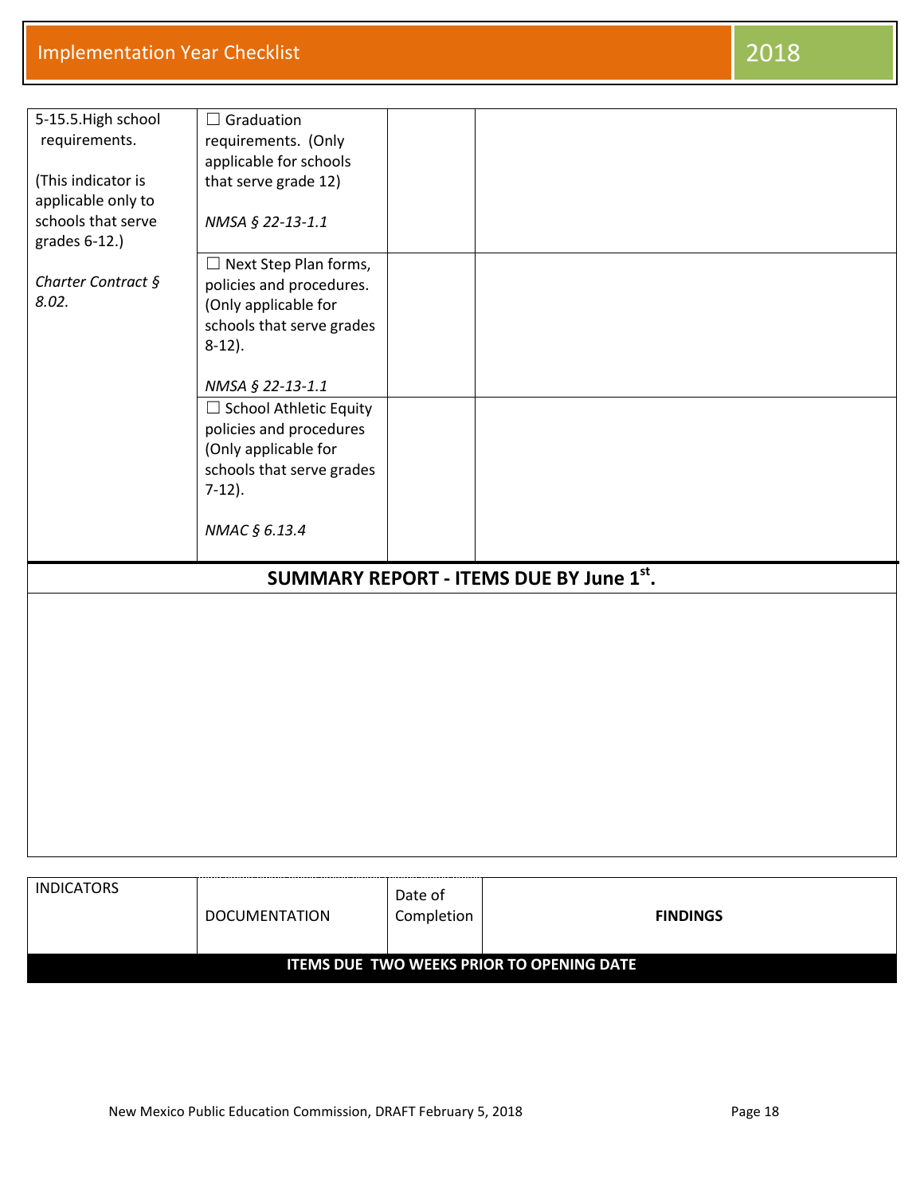| | | | |
|---|---|---|---|
| 5-15.5.High school requirements.<br><br>(This indicator is applicable only to schools that serve grades 6-12.)<br><br>*Charter Contract § 8.02.* | ☐ Graduation requirements. (Only applicable for schools that serve grade 12)<br><br>*NMSA § 22-13-1.1* | | |
| | ☐ Next Step Plan forms, policies and procedures. (Only applicable for schools that serve grades 8-12).<br><br>*NMSA § 22-13-1.1* | | |
| | ☐ School Athletic Equity policies and procedures (Only applicable for schools that serve grades 7-12).<br><br>*NMAC § 6.13.4* | | |

## SUMMARY REPORT - ITEMS DUE BY June 1st.

| INDICATORS | DOCUMENTATION | Date of Completion | **FINDINGS** |
|---|---|---|---|
| **ITEMS DUE TWO WEEKS PRIOR TO OPENING DATE** | | | |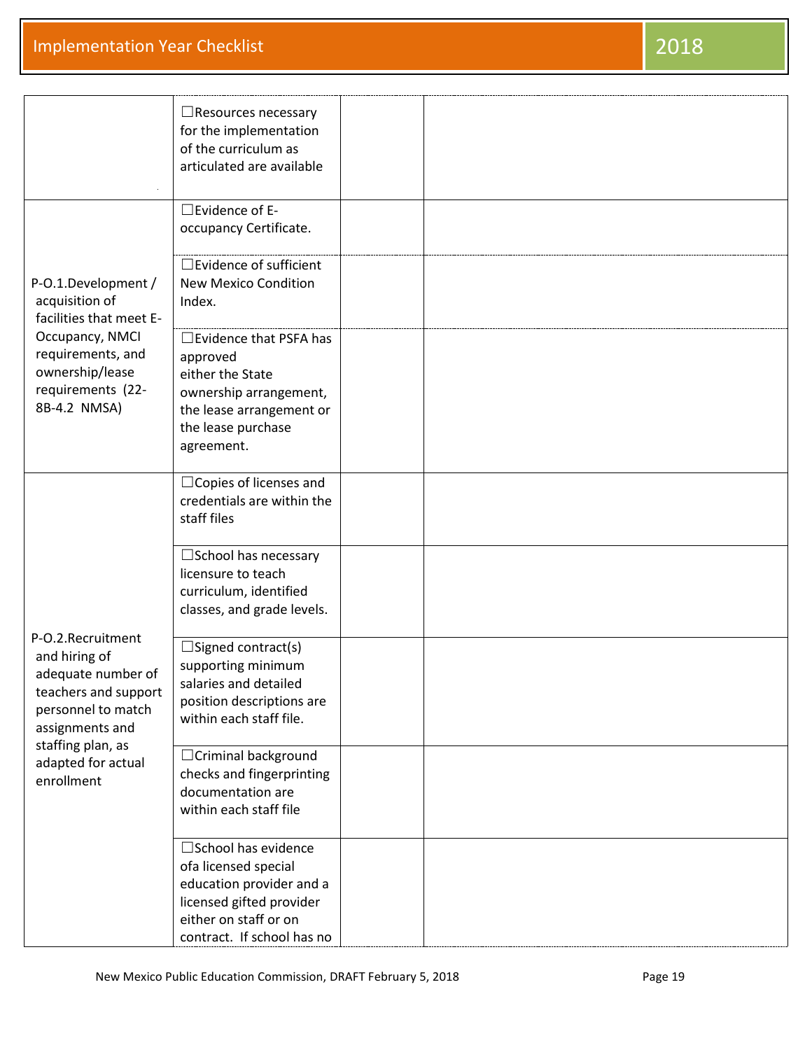| | | | |
|---|---|---|---|
| | ☐Resources necessary for the implementation of the curriculum as articulated are available | | |
| P-O.1.Development / acquisition of facilities that meet E-Occupancy, NMCI requirements, and ownership/lease requirements (22-8B-4.2 NMSA) | ☐Evidence of E-occupancy Certificate. | | |
| | ☐Evidence of sufficient New Mexico Condition Index. | | |
| | ☐Evidence that PSFA has approved either the State ownership arrangement, the lease arrangement or the lease purchase agreement. | | |
| P-O.2.Recruitment and hiring of adequate number of teachers and support personnel to match assignments and staffing plan, as adapted for actual enrollment | ☐Copies of licenses and credentials are within the staff files | | |
| | ☐School has necessary licensure to teach curriculum, identified classes, and grade levels. | | |
| | ☐Signed contract(s) supporting minimum salaries and detailed position descriptions are within each staff file. | | |
| | ☐Criminal background checks and fingerprinting documentation are within each staff file | | |
| | ☐School has evidence ofa licensed special education provider and a licensed gifted provider either on staff or on contract. If school has no | | |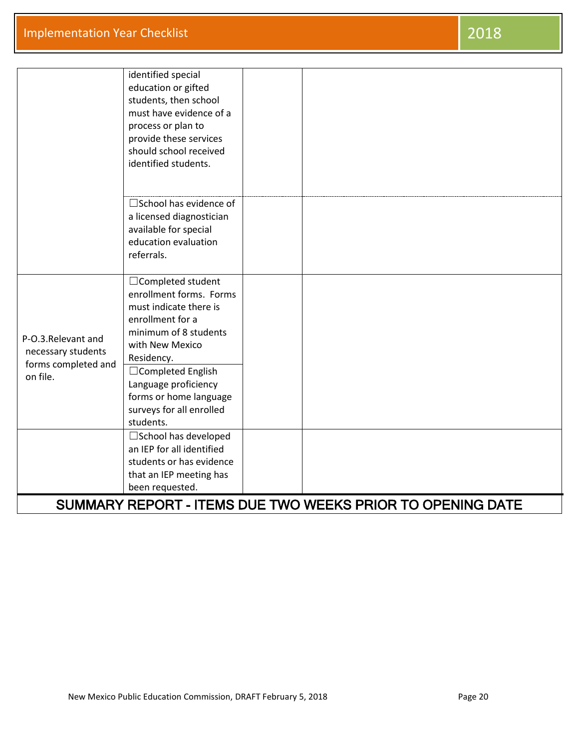| | | | |
|---|---|---|---|
| | identified special education or gifted students, then school must have evidence of a process or plan to provide these services should school received identified students. | | |
| | ☐School has evidence of a licensed diagnostician available for special education evaluation referrals. | | |
| P-O.3.Relevant and necessary students forms completed and on file. | ☐Completed student enrollment forms. Forms must indicate there is enrollment for a minimum of 8 students with New Mexico Residency. | | |
| | ☐Completed English Language proficiency forms or home language surveys for all enrolled students. | | |
| | ☐School has developed an IEP for all identified students or has evidence that an IEP meeting has been requested. | | |

**SUMMARY REPORT - ITEMS DUE TWO WEEKS PRIOR TO OPENING DATE**